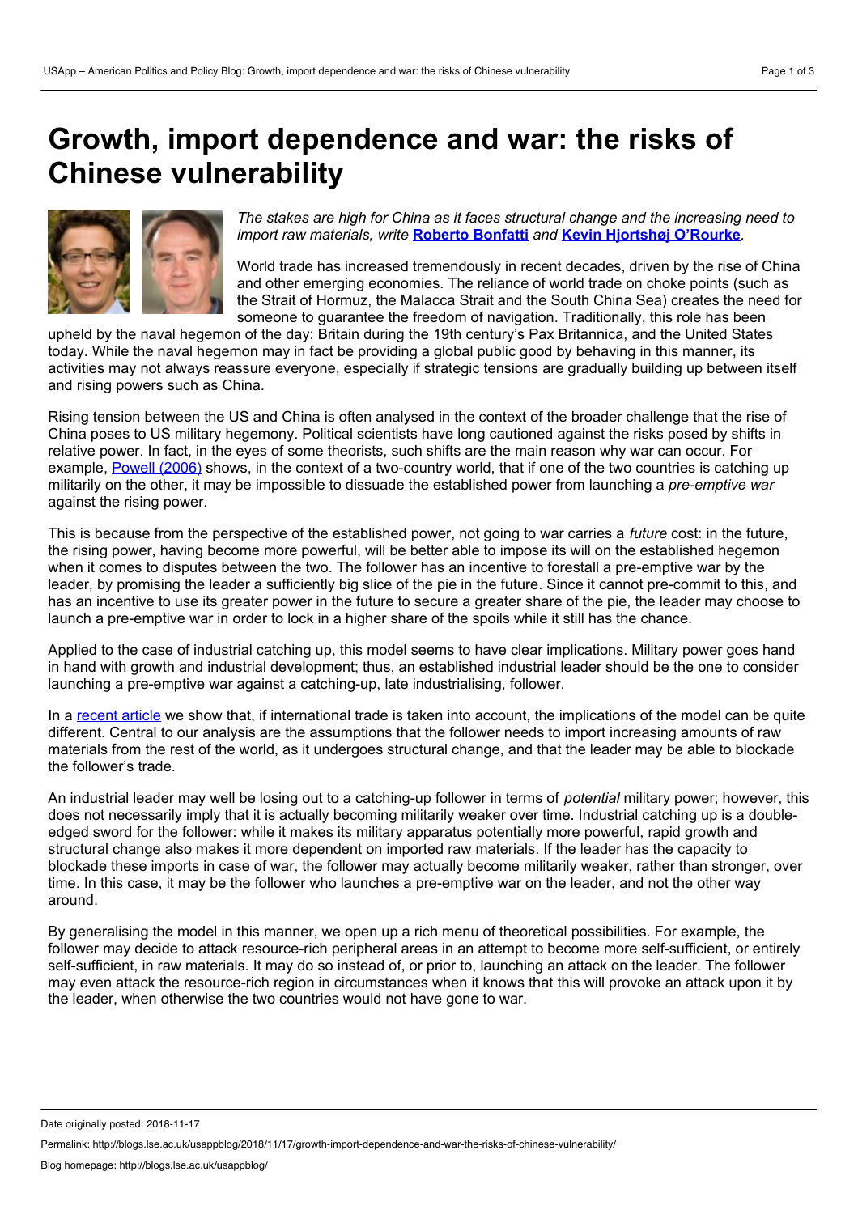# Growth, import dependence and war: the risks of Chinese vulnerability

*The stakes are high for China as it faces structural change and the increasing need to import raw materials, write* **Roberto Bonfatti** *and* **Kevin Hjortshøj O'Rourke**.

World trade has increased tremendously in recent decades, driven by the rise of China and other emerging economies. The reliance of world trade on choke points (such as the Strait of Hormuz, the Malacca Strait and the South China Sea) creates the need for someone to guarantee the freedom of navigation. Traditionally, this role has been upheld by the naval hegemon of the day: Britain during the 19th century's Pax Britannica, and the United States today. While the naval hegemon may in fact be providing a global public good by behaving in this manner, its activities may not always reassure everyone, especially if strategic tensions are gradually building up between itself and rising powers such as China.

Rising tension between the US and China is often analysed in the context of the broader challenge that the rise of China poses to US military hegemony. Political scientists have long cautioned against the risks posed by shifts in relative power. In fact, in the eyes of some theorists, such shifts are the main reason why war can occur. For example, Powell (2006) shows, in the context of a two-country world, that if one of the two countries is catching up militarily on the other, it may be impossible to dissuade the established power from launching a *pre-emptive war* against the rising power.

This is because from the perspective of the established power, not going to war carries a *future* cost: in the future, the rising power, having become more powerful, will be better able to impose its will on the established hegemon when it comes to disputes between the two. The follower has an incentive to forestall a pre-emptive war by the leader, by promising the leader a sufficiently big slice of the pie in the future. Since it cannot pre-commit to this, and has an incentive to use its greater power in the future to secure a greater share of the pie, the leader may choose to launch a pre-emptive war in order to lock in a higher share of the spoils while it still has the chance.

Applied to the case of industrial catching up, this model seems to have clear implications. Military power goes hand in hand with growth and industrial development; thus, an established industrial leader should be the one to consider launching a pre-emptive war against a catching-up, late industrialising, follower.

In a recent article we show that, if international trade is taken into account, the implications of the model can be quite different. Central to our analysis are the assumptions that the follower needs to import increasing amounts of raw materials from the rest of the world, as it undergoes structural change, and that the leader may be able to blockade the follower's trade.

An industrial leader may well be losing out to a catching-up follower in terms of *potential* military power; however, this does not necessarily imply that it is actually becoming militarily weaker over time. Industrial catching up is a double-edged sword for the follower: while it makes its military apparatus potentially more powerful, rapid growth and structural change also makes it more dependent on imported raw materials. If the leader has the capacity to blockade these imports in case of war, the follower may actually become militarily weaker, rather than stronger, over time. In this case, it may be the follower who launches a pre-emptive war on the leader, and not the other way around.

By generalising the model in this manner, we open up a rich menu of theoretical possibilities. For example, the follower may decide to attack resource-rich peripheral areas in an attempt to become more self-sufficient, or entirely self-sufficient, in raw materials. It may do so instead of, or prior to, launching an attack on the leader. The follower may even attack the resource-rich region in circumstances when it knows that this will provoke an attack upon it by the leader, when otherwise the two countries would not have gone to war.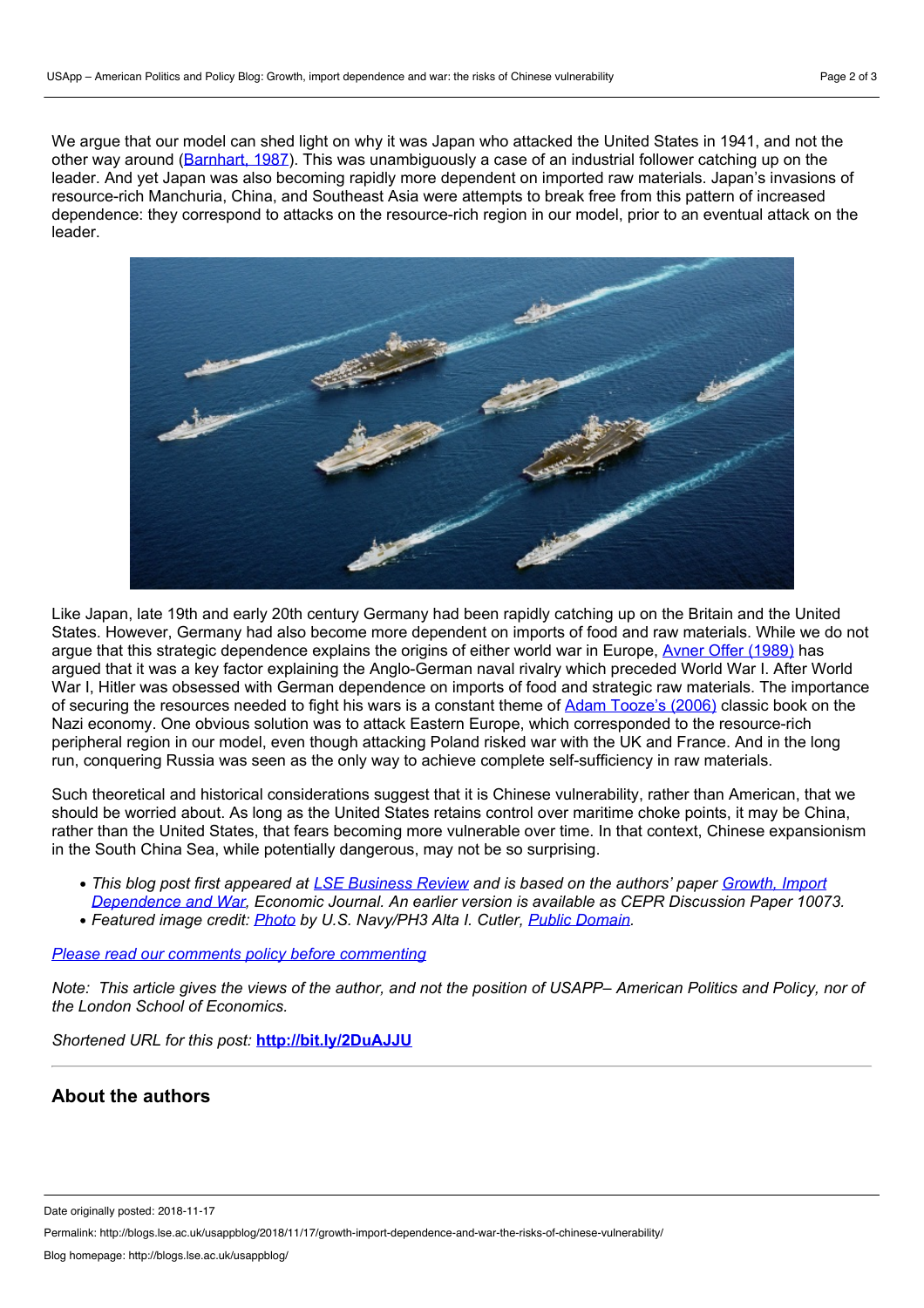We argue that our model can shed light on why it was Japan who attacked the United States in 1941, and not the other way around ([Barnhart, 1987](#)). This was unambiguously a case of an industrial follower catching up on the leader. And yet Japan was also becoming rapidly more dependent on imported raw materials. Japan's invasions of resource-rich Manchuria, China, and Southeast Asia were attempts to break free from this pattern of increased dependence: they correspond to attacks on the resource-rich region in our model, prior to an eventual attack on the leader.

Like Japan, late 19th and early 20th century Germany had been rapidly catching up on the Britain and the United States. However, Germany had also become more dependent on imports of food and raw materials. While we do not argue that this strategic dependence explains the origins of either world war in Europe, [Avner Offer (1989)](#) has argued that it was a key factor explaining the Anglo-German naval rivalry which preceded World War I. After World War I, Hitler was obsessed with German dependence on imports of food and strategic raw materials. The importance of securing the resources needed to fight his wars is a constant theme of [Adam Tooze's (2006)](#) classic book on the Nazi economy. One obvious solution was to attack Eastern Europe, which corresponded to the resource-rich peripheral region in our model, even though attacking Poland risked war with the UK and France. And in the long run, conquering Russia was seen as the only way to achieve complete self-sufficiency in raw materials.

Such theoretical and historical considerations suggest that it is Chinese vulnerability, rather than American, that we should be worried about. As long as the United States retains control over maritime choke points, it may be China, rather than the United States, that fears becoming more vulnerable over time. In that context, Chinese expansionism in the South China Sea, while potentially dangerous, may not be so surprising.

- *This blog post first appeared at [LSE Business Review](#) and is based on the authors' paper [Growth, Import Dependence and War](#), Economic Journal. An earlier version is available as CEPR Discussion Paper 10073.*
- *Featured image credit: [Photo](#) by U.S. Navy/PH3 Alta I. Cutler, [Public Domain](#).*

*[Please read our comments policy before commenting](#)*

*Note: This article gives the views of the author, and not the position of USAPP– American Politics and Policy, nor of the London School of Economics.*

*Shortened URL for this post:* **[http://bit.ly/2DuAJJU](http://bit.ly/2DuAJJU)**

---

## About the authors

Date originally posted: 2018-11-17

Permalink: http://blogs.lse.ac.uk/usappblog/2018/11/17/growth-import-dependence-and-war-the-risks-of-chinese-vulnerability/

Blog homepage: http://blogs.lse.ac.uk/usappblog/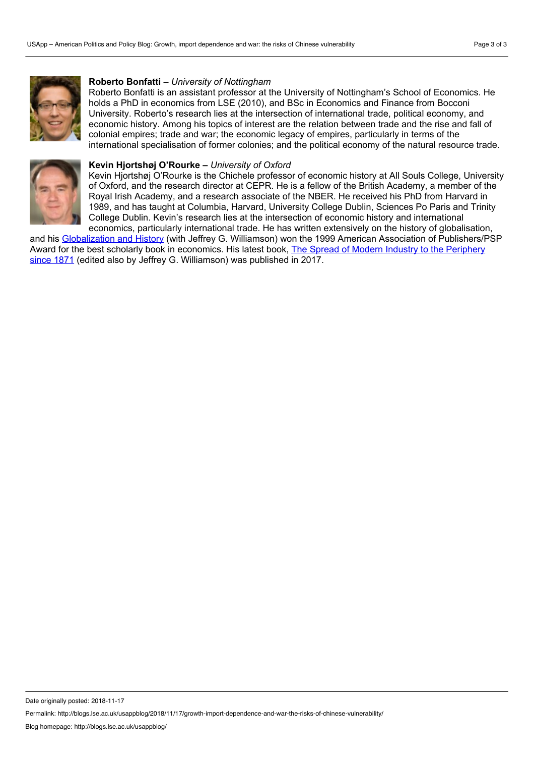**Roberto Bonfatti** – *University of Nottingham*
Roberto Bonfatti is an assistant professor at the University of Nottingham's School of Economics. He holds a PhD in economics from LSE (2010), and BSc in Economics and Finance from Bocconi University. Roberto's research lies at the intersection of international trade, political economy, and economic history. Among his topics of interest are the relation between trade and the rise and fall of colonial empires; trade and war; the economic legacy of empires, particularly in terms of the international specialisation of former colonies; and the political economy of the natural resource trade.

**Kevin Hjortshøj O'Rourke –** *University of Oxford*
Kevin Hjortshøj O'Rourke is the Chichele professor of economic history at All Souls College, University of Oxford, and the research director at CEPR. He is a fellow of the British Academy, a member of the Royal Irish Academy, and a research associate of the NBER. He received his PhD from Harvard in 1989, and has taught at Columbia, Harvard, University College Dublin, Sciences Po Paris and Trinity College Dublin. Kevin's research lies at the intersection of economic history and international economics, particularly international trade. He has written extensively on the history of globalisation, and his Globalization and History (with Jeffrey G. Williamson) won the 1999 American Association of Publishers/PSP Award for the best scholarly book in economics. His latest book, The Spread of Modern Industry to the Periphery since 1871 (edited also by Jeffrey G. Williamson) was published in 2017.

Date originally posted: 2018-11-17

Permalink: http://blogs.lse.ac.uk/usappblog/2018/11/17/growth-import-dependence-and-war-the-risks-of-chinese-vulnerability/

Blog homepage: http://blogs.lse.ac.uk/usappblog/